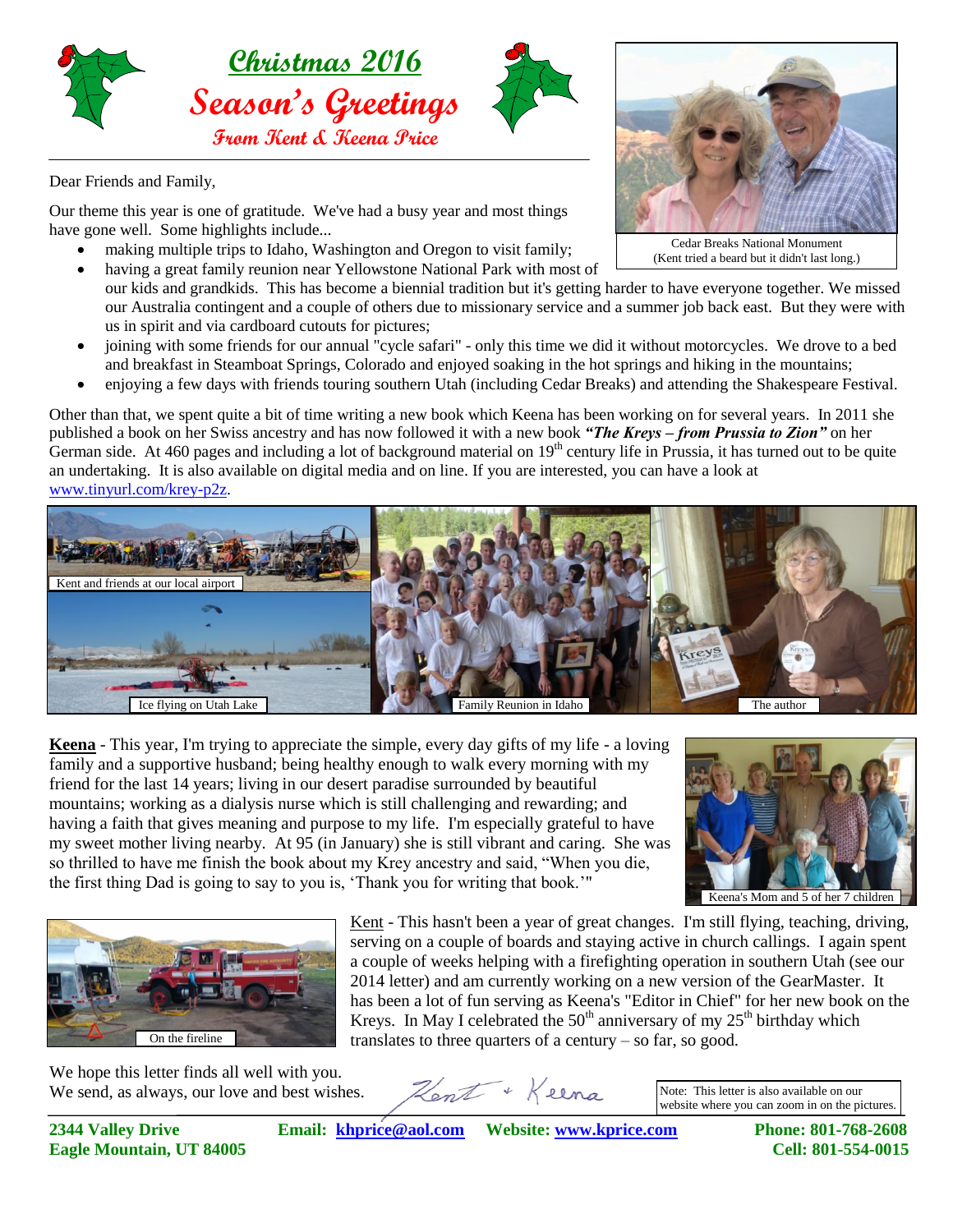# Christmas 2016

# Season's Greetings

**From Kent & Keena Price**

Cedar Breaks National Monument
(Kent tried a beard but it didn't last long.)

Dear Friends and Family,

Our theme this year is one of gratitude. We've had a busy year and most things have gone well. Some highlights include...

- making multiple trips to Idaho, Washington and Oregon to visit family;
- having a great family reunion near Yellowstone National Park with most of our kids and grandkids. This has become a biennial tradition but it's getting harder to have everyone together. We missed our Australia contingent and a couple of others due to missionary service and a summer job back east. But they were with us in spirit and via cardboard cutouts for pictures;
- joining with some friends for our annual "cycle safari" - only this time we did it without motorcycles. We drove to a bed and breakfast in Steamboat Springs, Colorado and enjoyed soaking in the hot springs and hiking in the mountains;
- enjoying a few days with friends touring southern Utah (including Cedar Breaks) and attending the Shakespeare Festival.

Other than that, we spent quite a bit of time writing a new book which Keena has been working on for several years. In 2011 she published a book on her Swiss ancestry and has now followed it with a new book ***"The Kreys – from Prussia to Zion"*** on her German side. At 460 pages and including a lot of background material on 19th century life in Prussia, it has turned out to be quite an undertaking. It is also available on digital media and on line. If you are interested, you can have a look at www.tinyurl.com/krey-p2z.

Kent and friends at our local airport

Ice flying on Utah Lake

Family Reunion in Idaho

The author

**Keena** - This year, I'm trying to appreciate the simple, every day gifts of my life - a loving family and a supportive husband; being healthy enough to walk every morning with my friend for the last 14 years; living in our desert paradise surrounded by beautiful mountains; working as a dialysis nurse which is still challenging and rewarding; and having a faith that gives meaning and purpose to my life. I'm especially grateful to have my sweet mother living nearby. At 95 (in January) she is still vibrant and caring. She was so thrilled to have me finish the book about my Krey ancestry and said, "When you die, the first thing Dad is going to say to you is, 'Thank you for writing that book.'"

Keena's Mom and 5 of her 7 children

Kent - This hasn't been a year of great changes. I'm still flying, teaching, driving, serving on a couple of boards and staying active in church callings. I again spent a couple of weeks helping with a firefighting operation in southern Utah (see our 2014 letter) and am currently working on a new version of the GearMaster. It has been a lot of fun serving as Keena's "Editor in Chief" for her new book on the Kreys. In May I celebrated the 50th anniversary of my 25th birthday which translates to three quarters of a century – so far, so good.

On the fireline

We hope this letter finds all well with you.
We send, as always, our love and best wishes.

Kent + Keena

Note: This letter is also available on our website where you can zoom in on the pictures.

**2344 Valley Drive**
**Eagle Mountain, UT 84005**

**Email: khprice@aol.com** **Website: www.kprice.com**

**Phone: 801-768-2608**
**Cell: 801-554-0015**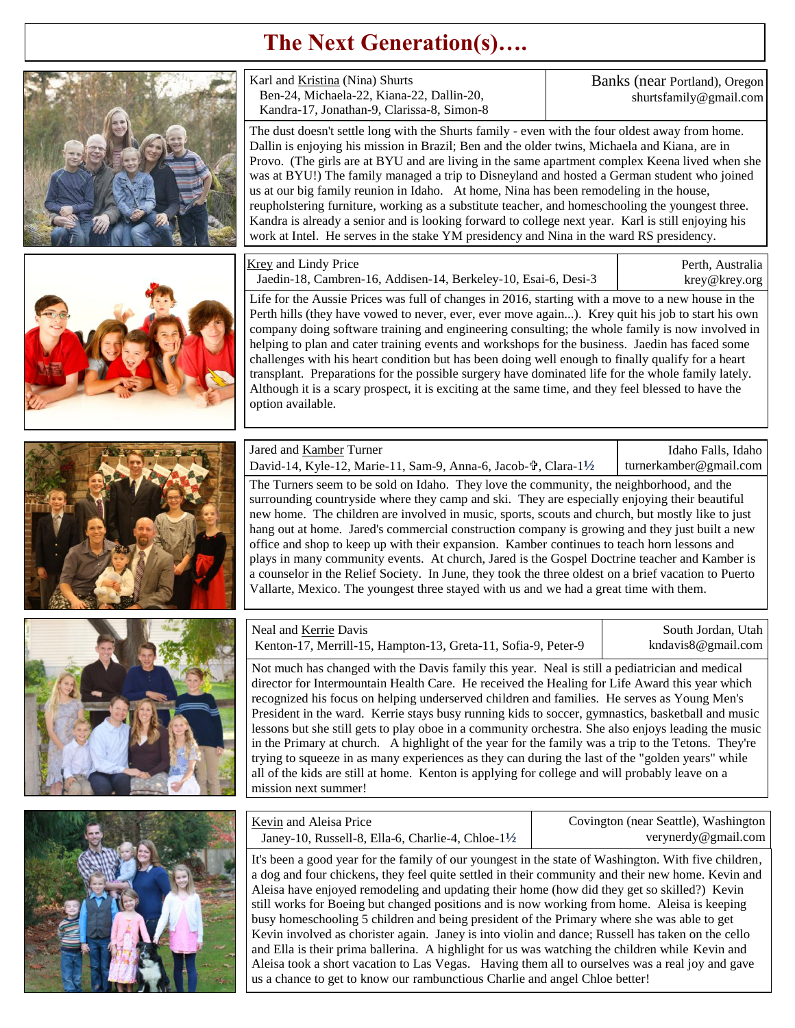# The Next Generation(s)….

Karl and Kristina (Nina) Shurts
Ben-24, Michaela-22, Kiana-22, Dallin-20, Kandra-17, Jonathan-9, Clarissa-8, Simon-8

Banks (near Portland), Oregon
shurtsfamily@gmail.com

The dust doesn't settle long with the Shurts family - even with the four oldest away from home. Dallin is enjoying his mission in Brazil; Ben and the older twins, Michaela and Kiana, are in Provo. (The girls are at BYU and are living in the same apartment complex Keena lived when she was at BYU!) The family managed a trip to Disneyland and hosted a German student who joined us at our big family reunion in Idaho. At home, Nina has been remodeling in the house, reupholstering furniture, working as a substitute teacher, and homeschooling the youngest three. Kandra is already a senior and is looking forward to college next year. Karl is still enjoying his work at Intel. He serves in the stake YM presidency and Nina in the ward RS presidency.

Krey and Lindy Price
Jaedin-18, Cambren-16, Addisen-14, Berkeley-10, Esai-6, Desi-3

Perth, Australia
krey@krey.org

Life for the Aussie Prices was full of changes in 2016, starting with a move to a new house in the Perth hills (they have vowed to never, ever, ever move again...). Krey quit his job to start his own company doing software training and engineering consulting; the whole family is now involved in helping to plan and cater training events and workshops for the business. Jaedin has faced some challenges with his heart condition but has been doing well enough to finally qualify for a heart transplant. Preparations for the possible surgery have dominated life for the whole family lately. Although it is a scary prospect, it is exciting at the same time, and they feel blessed to have the option available.

Jared and Kamber Turner
David-14, Kyle-12, Marie-11, Sam-9, Anna-6, Jacob-✞, Clara-1½

Idaho Falls, Idaho
turnerkamber@gmail.com

The Turners seem to be sold on Idaho. They love the community, the neighborhood, and the surrounding countryside where they camp and ski. They are especially enjoying their beautiful new home. The children are involved in music, sports, scouts and church, but mostly like to just hang out at home. Jared's commercial construction company is growing and they just built a new office and shop to keep up with their expansion. Kamber continues to teach horn lessons and plays in many community events. At church, Jared is the Gospel Doctrine teacher and Kamber is a counselor in the Relief Society. In June, they took the three oldest on a brief vacation to Puerto Vallarte, Mexico. The youngest three stayed with us and we had a great time with them.

Neal and Kerrie Davis
Kenton-17, Merrill-15, Hampton-13, Greta-11, Sofia-9, Peter-9

South Jordan, Utah
kndavis8@gmail.com

Not much has changed with the Davis family this year. Neal is still a pediatrician and medical director for Intermountain Health Care. He received the Healing for Life Award this year which recognized his focus on helping underserved children and families. He serves as Young Men's President in the ward. Kerrie stays busy running kids to soccer, gymnastics, basketball and music lessons but she still gets to play oboe in a community orchestra. She also enjoys leading the music in the Primary at church. A highlight of the year for the family was a trip to the Tetons. They're trying to squeeze in as many experiences as they can during the last of the "golden years" while all of the kids are still at home. Kenton is applying for college and will probably leave on a mission next summer!

Kevin and Aleisa Price
Janey-10, Russell-8, Ella-6, Charlie-4, Chloe-1½

Covington (near Seattle), Washington
verynerdy@gmail.com

It's been a good year for the family of our youngest in the state of Washington. With five children, a dog and four chickens, they feel quite settled in their community and their new home. Kevin and Aleisa have enjoyed remodeling and updating their home (how did they get so skilled?) Kevin still works for Boeing but changed positions and is now working from home. Aleisa is keeping busy homeschooling 5 children and being president of the Primary where she was able to get Kevin involved as chorister again. Janey is into violin and dance; Russell has taken on the cello and Ella is their prima ballerina. A highlight for us was watching the children while Kevin and Aleisa took a short vacation to Las Vegas. Having them all to ourselves was a real joy and gave us a chance to get to know our rambunctious Charlie and angel Chloe better!